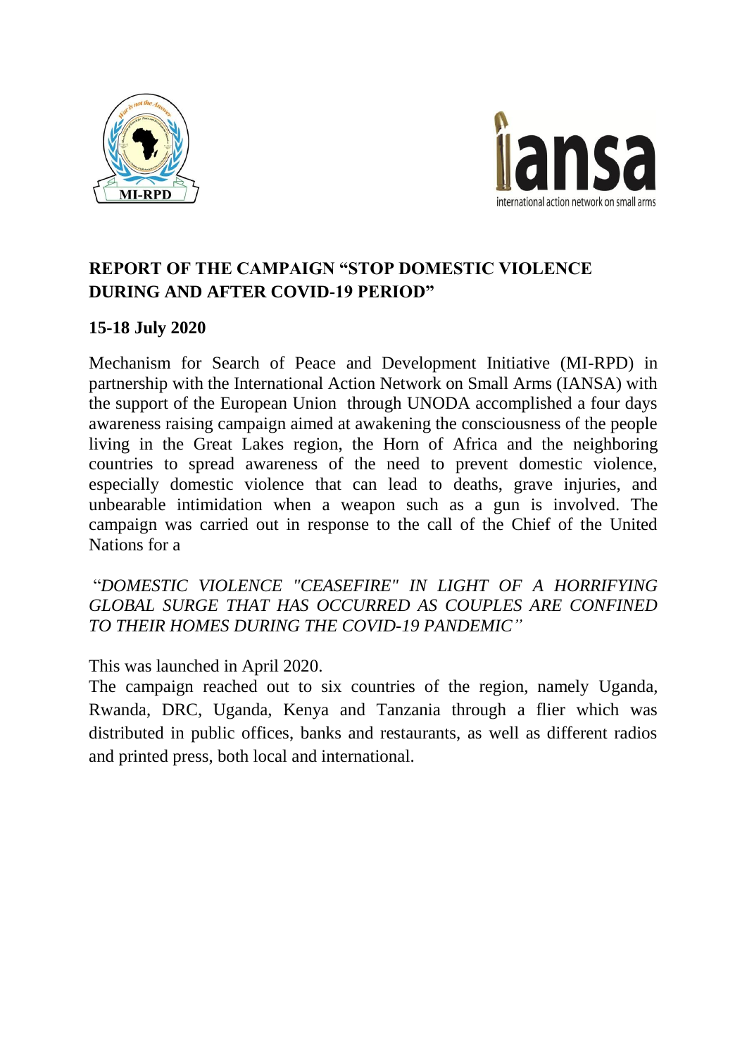## REPORT OF THE CAMPAIGN "STOP DOMESTIC VIOLENCE DURING AND AFTER COVID-19 PERIOD"

**15-18 July 2020**

Mechanism for Search of Peace and Development Initiative (MI-RPD) in partnership with the International Action Network on Small Arms (IANSA) with the support of the European Union through UNODA accomplished a four days awareness raising campaign aimed at awakening the consciousness of the people living in the Great Lakes region, the Horn of Africa and the neighboring countries to spread awareness of the need to prevent domestic violence, especially domestic violence that can lead to deaths, grave injuries, and unbearable intimidation when a weapon such as a gun is involved. The campaign was carried out in response to the call of the Chief of the United Nations for a

"*DOMESTIC VIOLENCE "CEASEFIRE" IN LIGHT OF A HORRIFYING GLOBAL SURGE THAT HAS OCCURRED AS COUPLES ARE CONFINED TO THEIR HOMES DURING THE COVID-19 PANDEMIC*"

This was launched in April 2020.

The campaign reached out to six countries of the region, namely Uganda, Rwanda, DRC, Uganda, Kenya and Tanzania through a flier which was distributed in public offices, banks and restaurants, as well as different radios and printed press, both local and international.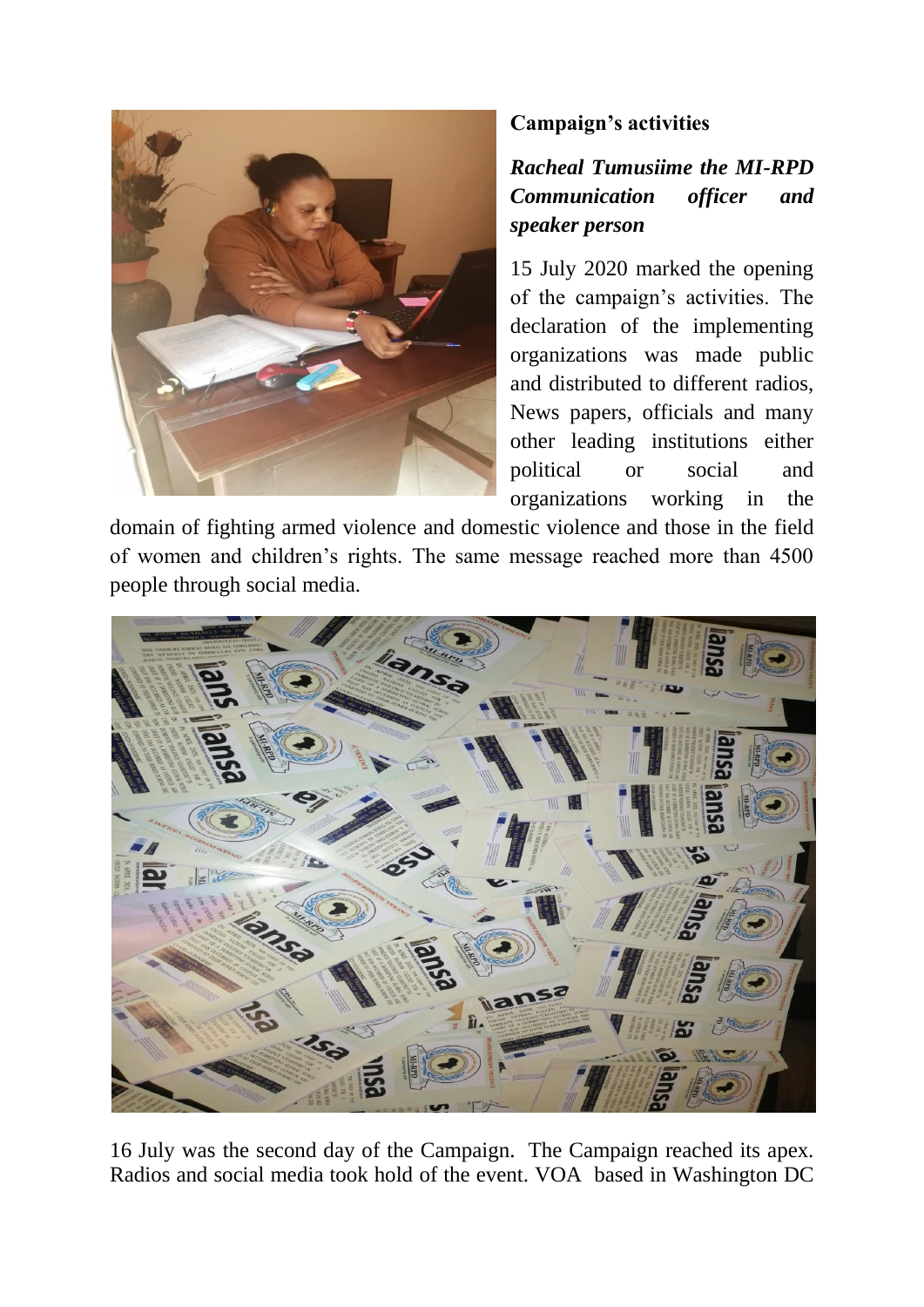**Campaign's activities**

***Racheal Tumusiime the MI-RPD Communication officer and speaker person***

15 July 2020 marked the opening of the campaign's activities. The declaration of the implementing organizations was made public and distributed to different radios, News papers, officials and many other leading institutions either political or social and organizations working in the domain of fighting armed violence and domestic violence and those in the field of women and children's rights. The same message reached more than 4500 people through social media.

16 July was the second day of the Campaign. The Campaign reached its apex. Radios and social media took hold of the event. VOA based in Washington DC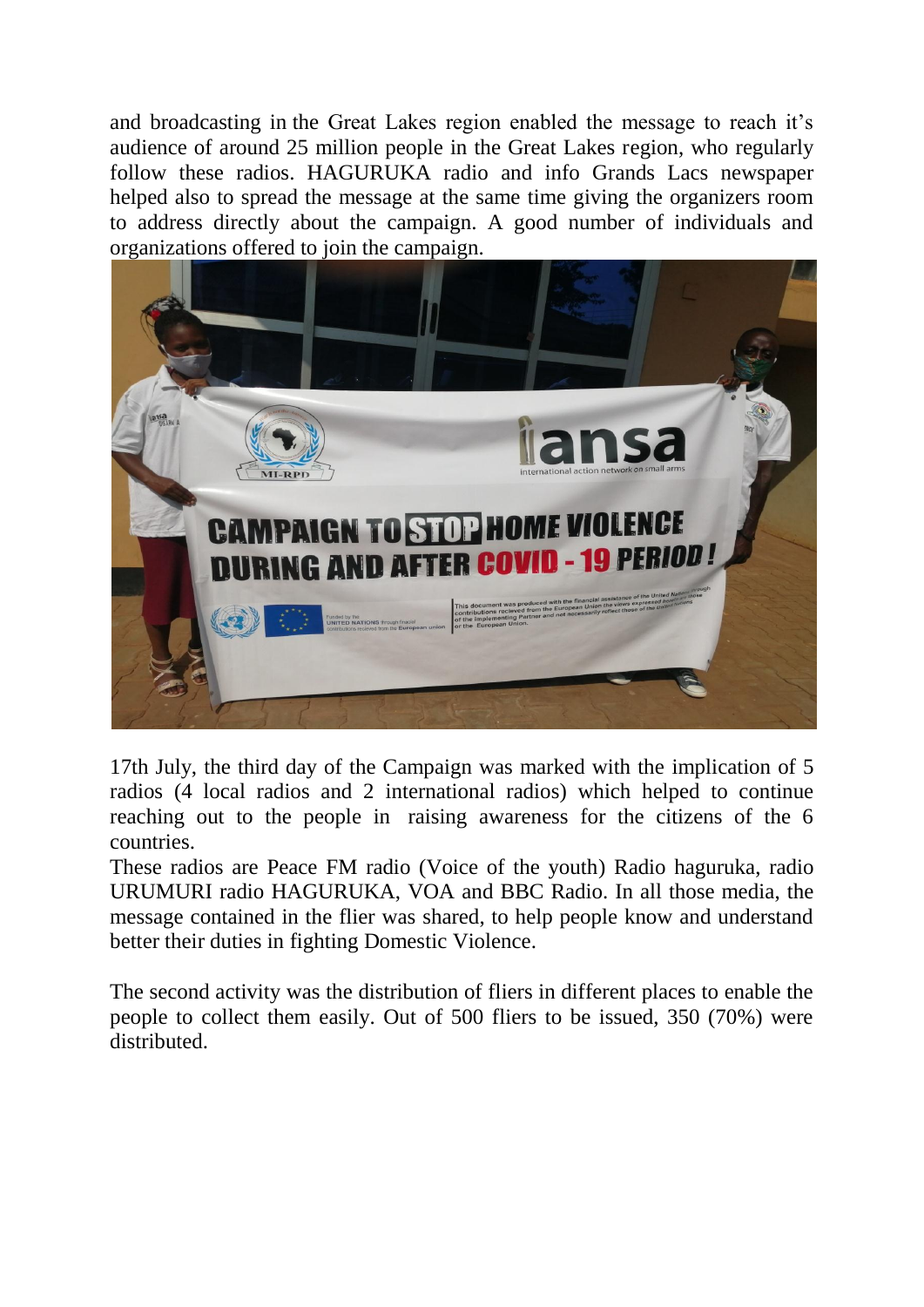and broadcasting in the Great Lakes region enabled the message to reach it's audience of around 25 million people in the Great Lakes region, who regularly follow these radios. HAGURUKA radio and info Grands Lacs newspaper helped also to spread the message at the same time giving the organizers room to address directly about the campaign. A good number of individuals and organizations offered to join the campaign.

17th July, the third day of the Campaign was marked with the implication of 5 radios (4 local radios and 2 international radios) which helped to continue reaching out to the people in raising awareness for the citizens of the 6 countries.

These radios are Peace FM radio (Voice of the youth) Radio haguruka, radio URUMURI radio HAGURUKA, VOA and BBC Radio. In all those media, the message contained in the flier was shared, to help people know and understand better their duties in fighting Domestic Violence.

The second activity was the distribution of fliers in different places to enable the people to collect them easily. Out of 500 fliers to be issued, 350 (70%) were distributed.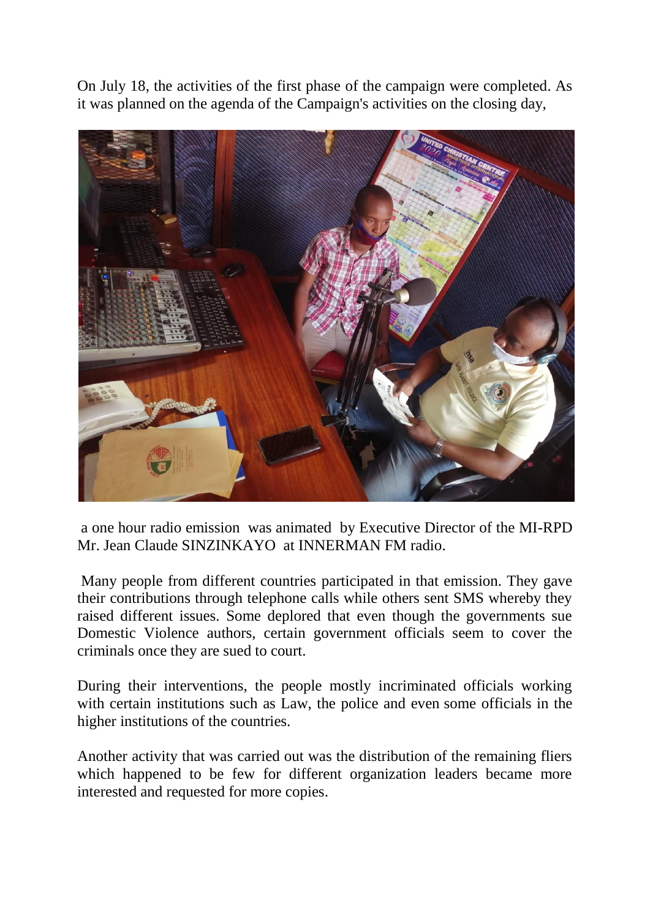On July 18, the activities of the first phase of the campaign were completed. As it was planned on the agenda of the Campaign's activities on the closing day,

a one hour radio emission was animated by Executive Director of the MI-RPD Mr. Jean Claude SINZINKAYO at INNERMAN FM radio.

Many people from different countries participated in that emission. They gave their contributions through telephone calls while others sent SMS whereby they raised different issues. Some deplored that even though the governments sue Domestic Violence authors, certain government officials seem to cover the criminals once they are sued to court.

During their interventions, the people mostly incriminated officials working with certain institutions such as Law, the police and even some officials in the higher institutions of the countries.

Another activity that was carried out was the distribution of the remaining fliers which happened to be few for different organization leaders became more interested and requested for more copies.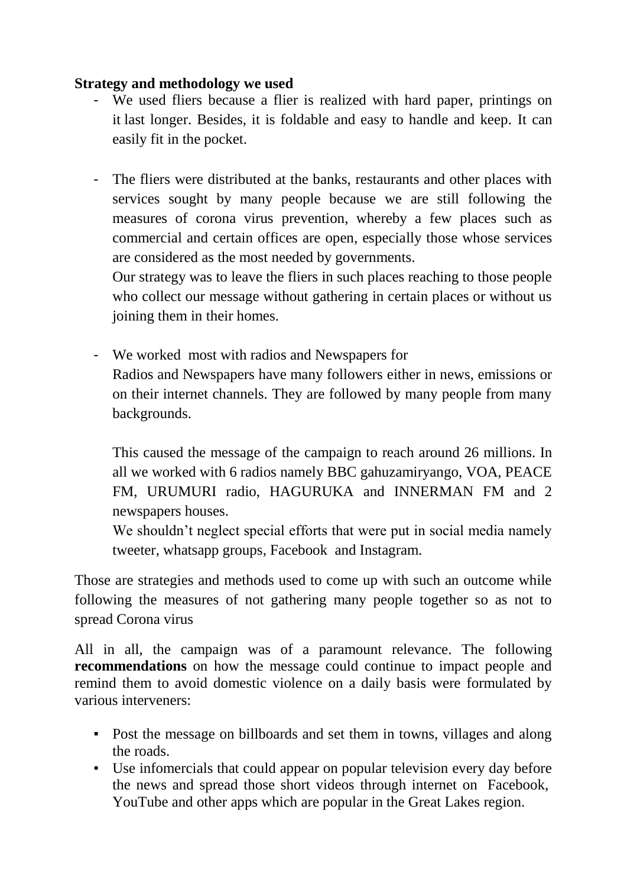**Strategy and methodology we used**

- We used fliers because a flier is realized with hard paper, printings on it last longer. Besides, it is foldable and easy to handle and keep. It can easily fit in the pocket.

- The fliers were distributed at the banks, restaurants and other places with services sought by many people because we are still following the measures of corona virus prevention, whereby a few places such as commercial and certain offices are open, especially those whose services are considered as the most needed by governments.

  Our strategy was to leave the fliers in such places reaching to those people who collect our message without gathering in certain places or without us joining them in their homes.

- We worked most with radios and Newspapers for

  Radios and Newspapers have many followers either in news, emissions or on their internet channels. They are followed by many people from many backgrounds.

  This caused the message of the campaign to reach around 26 millions. In all we worked with 6 radios namely BBC gahuzamiryango, VOA, PEACE FM, URUMURI radio, HAGURUKA and INNERMAN FM and 2 newspapers houses.

  We shouldn't neglect special efforts that were put in social media namely tweeter, whatsapp groups, Facebook and Instagram.

Those are strategies and methods used to come up with such an outcome while following the measures of not gathering many people together so as not to spread Corona virus

All in all, the campaign was of a paramount relevance. The following **recommendations** on how the message could continue to impact people and remind them to avoid domestic violence on a daily basis were formulated by various interveners:

- Post the message on billboards and set them in towns, villages and along the roads.
- Use infomercials that could appear on popular television every day before the news and spread those short videos through internet on Facebook, YouTube and other apps which are popular in the Great Lakes region.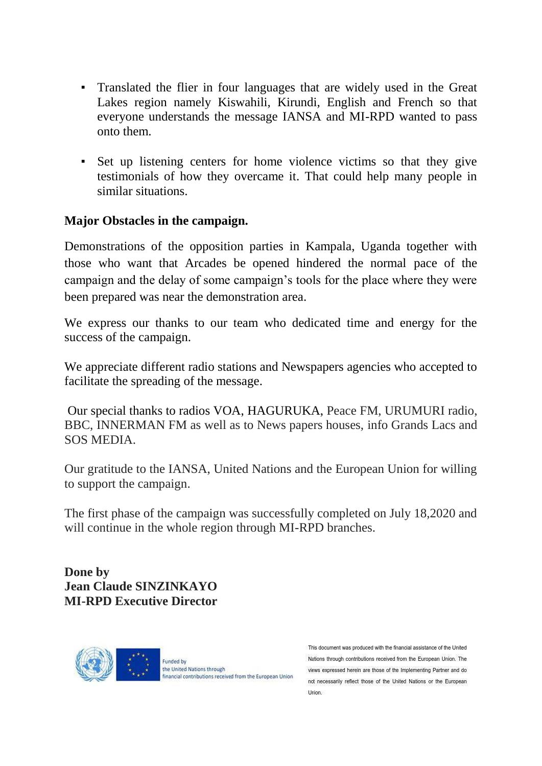- Translated the flier in four languages that are widely used in the Great Lakes region namely Kiswahili, Kirundi, English and French so that everyone understands the message IANSA and MI-RPD wanted to pass onto them.

- Set up listening centers for home violence victims so that they give testimonials of how they overcame it. That could help many people in similar situations.

**Major Obstacles in the campaign.**

Demonstrations of the opposition parties in Kampala, Uganda together with those who want that Arcades be opened hindered the normal pace of the campaign and the delay of some campaign's tools for the place where they were been prepared was near the demonstration area.

We express our thanks to our team who dedicated time and energy for the success of the campaign.

We appreciate different radio stations and Newspapers agencies who accepted to facilitate the spreading of the message.

Our special thanks to radios VOA, HAGURUKA, Peace FM, URUMURI radio, BBC, INNERMAN FM as well as to News papers houses, info Grands Lacs and SOS MEDIA.

Our gratitude to the IANSA, United Nations and the European Union for willing to support the campaign.

The first phase of the campaign was successfully completed on July 18,2020 and will continue in the whole region through MI-RPD branches.

**Done by**
**Jean Claude SINZINKAYO**
**MI-RPD Executive Director**

Funded by the United Nations through financial contributions received from the European Union

This document was produced with the financial assistance of the United Nations through contributions received from the European Union. The views expressed herein are those of the Implementing Partner and do not necessarily reflect those of the United Nations or the European Union.